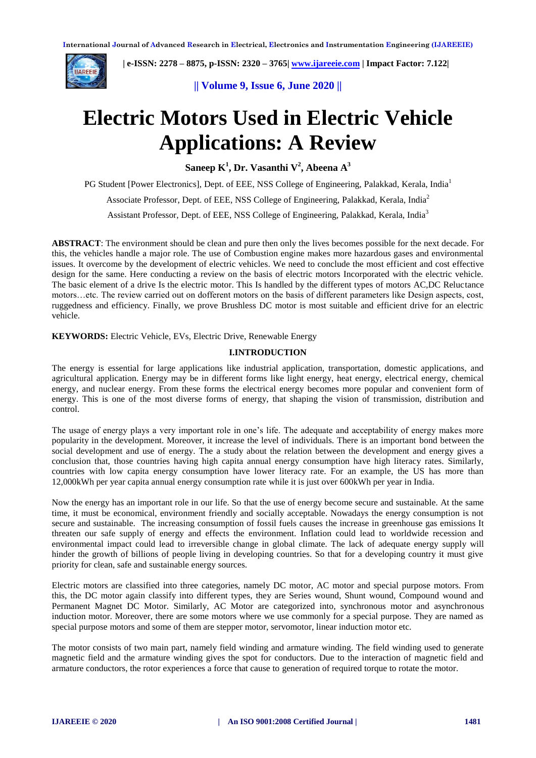# Electric Motors Used in Electric Vehicle Applications: A Review

**Saneep K[1], Dr. Vasanthi V[2], Abeena A[3]**

PG Student [Power Electronics], Dept. of EEE, NSS College of Engineering, Palakkad, Kerala, India[1]

Associate Professor, Dept. of EEE, NSS College of Engineering, Palakkad, Kerala, India[2]

Assistant Professor, Dept. of EEE, NSS College of Engineering, Palakkad, Kerala, India[3]

**ABSTRACT**: The environment should be clean and pure then only the lives becomes possible for the next decade. For this, the vehicles handle a major role. The use of Combustion engine makes more hazardous gases and environmental issues. It overcome by the development of electric vehicles. We need to conclude the most efficient and cost effective design for the same. Here conducting a review on the basis of electric motors Incorporated with the electric vehicle. The basic element of a drive Is the electric motor. This Is handled by the different types of motors AC,DC Reluctance motors…etc. The review carried out on dofferent motors on the basis of different parameters like Design aspects, cost, ruggedness and efficiency. Finally, we prove Brushless DC motor is most suitable and efficient drive for an electric vehicle.

**KEYWORDS:** Electric Vehicle, EVs, Electric Drive, Renewable Energy

## I.INTRODUCTION

The energy is essential for large applications like industrial application, transportation, domestic applications, and agricultural application. Energy may be in different forms like light energy, heat energy, electrical energy, chemical energy, and nuclear energy. From these forms the electrical energy becomes more popular and convenient form of energy. This is one of the most diverse forms of energy, that shaping the vision of transmission, distribution and control.

The usage of energy plays a very important role in one's life. The adequate and acceptability of energy makes more popularity in the development. Moreover, it increase the level of individuals. There is an important bond between the social development and use of energy. The a study about the relation between the development and energy gives a conclusion that, those countries having high capita annual energy consumption have high literacy rates. Similarly, countries with low capita energy consumption have lower literacy rate. For an example, the US has more than 12,000kWh per year capita annual energy consumption rate while it is just over 600kWh per year in India.

Now the energy has an important role in our life. So that the use of energy become secure and sustainable. At the same time, it must be economical, environment friendly and socially acceptable. Nowadays the energy consumption is not secure and sustainable. The increasing consumption of fossil fuels causes the increase in greenhouse gas emissions It threaten our safe supply of energy and effects the environment. Inflation could lead to worldwide recession and environmental impact could lead to irreversible change in global climate. The lack of adequate energy supply will hinder the growth of billions of people living in developing countries. So that for a developing country it must give priority for clean, safe and sustainable energy sources.

Electric motors are classified into three categories, namely DC motor, AC motor and special purpose motors. From this, the DC motor again classify into different types, they are Series wound, Shunt wound, Compound wound and Permanent Magnet DC Motor. Similarly, AC Motor are categorized into, synchronous motor and asynchronous induction motor. Moreover, there are some motors where we use commonly for a special purpose. They are named as special purpose motors and some of them are stepper motor, servomotor, linear induction motor etc.

The motor consists of two main part, namely field winding and armature winding. The field winding used to generate magnetic field and the armature winding gives the spot for conductors. Due to the interaction of magnetic field and armature conductors, the rotor experiences a force that cause to generation of required torque to rotate the motor.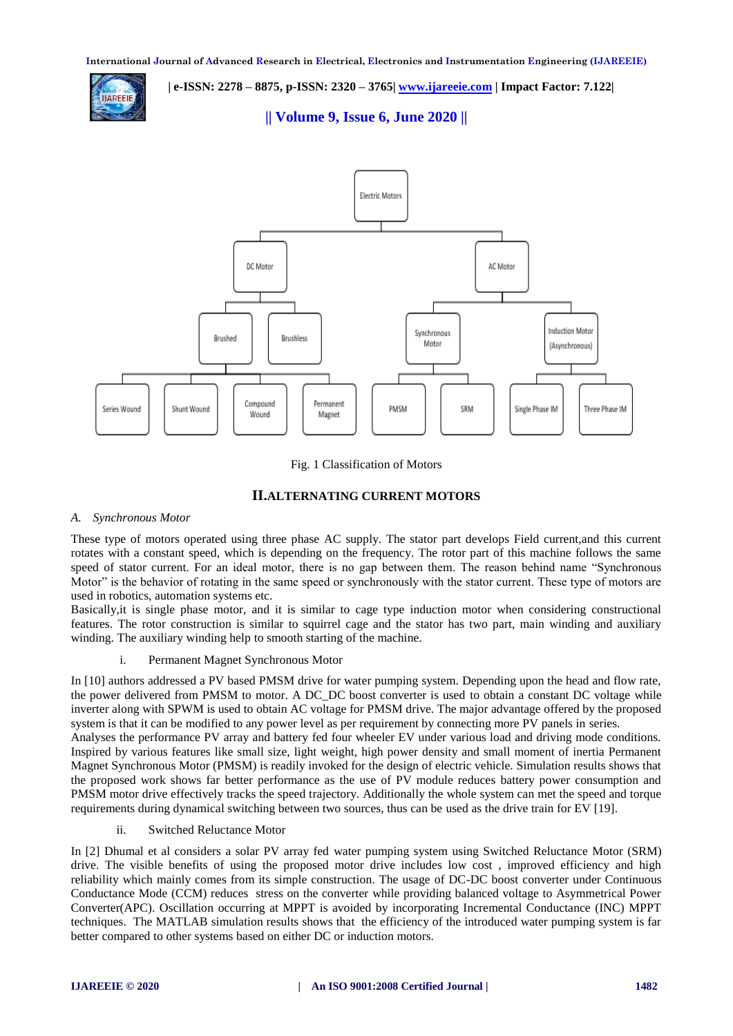Fig. 1 Classification of Motors

## II. ALTERNATING CURRENT MOTORS

### *A. Synchronous Motor*

These type of motors operated using three phase AC supply. The stator part develops Field current,and this current rotates with a constant speed, which is depending on the frequency. The rotor part of this machine follows the same speed of stator current. For an ideal motor, there is no gap between them. The reason behind name "Synchronous Motor" is the behavior of rotating in the same speed or synchronously with the stator current. These type of motors are used in robotics, automation systems etc.

Basically,it is single phase motor, and it is similar to cage type induction motor when considering constructional features. The rotor construction is similar to squirrel cage and the stator has two part, main winding and auxiliary winding. The auxiliary winding help to smooth starting of the machine.

i. Permanent Magnet Synchronous Motor

In [10] authors addressed a PV based PMSM drive for water pumping system. Depending upon the head and flow rate, the power delivered from PMSM to motor. A DC_DC boost converter is used to obtain a constant DC voltage while inverter along with SPWM is used to obtain AC voltage for PMSM drive. The major advantage offered by the proposed system is that it can be modified to any power level as per requirement by connecting more PV panels in series.

Analyses the performance PV array and battery fed four wheeler EV under various load and driving mode conditions. Inspired by various features like small size, light weight, high power density and small moment of inertia Permanent Magnet Synchronous Motor (PMSM) is readily invoked for the design of electric vehicle. Simulation results shows that the proposed work shows far better performance as the use of PV module reduces battery power consumption and PMSM motor drive effectively tracks the speed trajectory. Additionally the whole system can met the speed and torque requirements during dynamical switching between two sources, thus can be used as the drive train for EV [19].

ii. Switched Reluctance Motor

In [2] Dhumal et al considers a solar PV array fed water pumping system using Switched Reluctance Motor (SRM) drive. The visible benefits of using the proposed motor drive includes low cost , improved efficiency and high reliability which mainly comes from its simple construction. The usage of DC-DC boost converter under Continuous Conductance Mode (CCM) reduces stress on the converter while providing balanced voltage to Asymmetrical Power Converter(APC). Oscillation occurring at MPPT is avoided by incorporating Incremental Conductance (INC) MPPT techniques. The MATLAB simulation results shows that the efficiency of the introduced water pumping system is far better compared to other systems based on either DC or induction motors.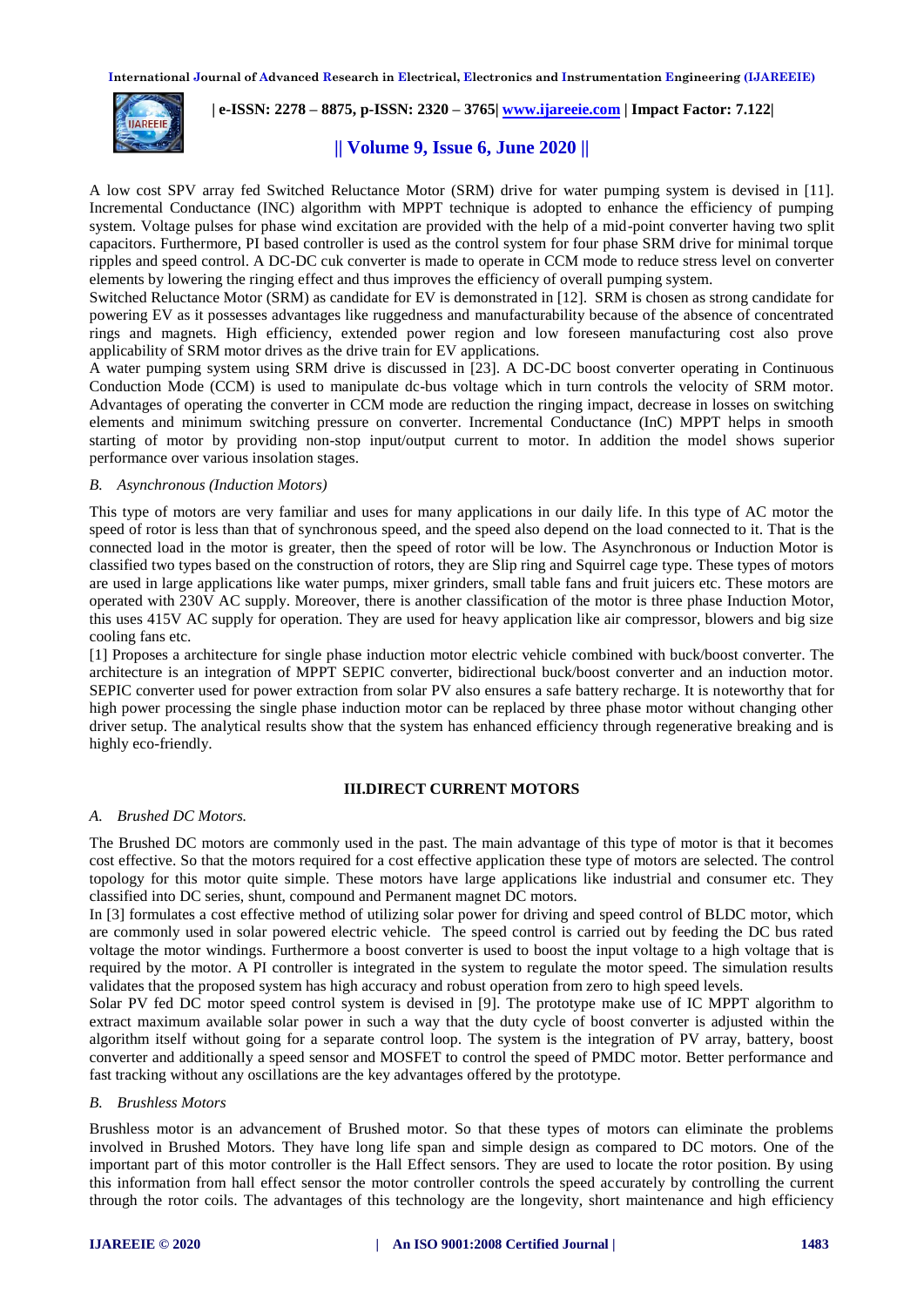A low cost SPV array fed Switched Reluctance Motor (SRM) drive for water pumping system is devised in [11]. Incremental Conductance (INC) algorithm with MPPT technique is adopted to enhance the efficiency of pumping system. Voltage pulses for phase wind excitation are provided with the help of a mid-point converter having two split capacitors. Furthermore, PI based controller is used as the control system for four phase SRM drive for minimal torque ripples and speed control. A DC-DC cuk converter is made to operate in CCM mode to reduce stress level on converter elements by lowering the ringing effect and thus improves the efficiency of overall pumping system.

Switched Reluctance Motor (SRM) as candidate for EV is demonstrated in [12]. SRM is chosen as strong candidate for powering EV as it possesses advantages like ruggedness and manufacturability because of the absence of concentrated rings and magnets. High efficiency, extended power region and low foreseen manufacturing cost also prove applicability of SRM motor drives as the drive train for EV applications.

A water pumping system using SRM drive is discussed in [23]. A DC-DC boost converter operating in Continuous Conduction Mode (CCM) is used to manipulate dc-bus voltage which in turn controls the velocity of SRM motor. Advantages of operating the converter in CCM mode are reduction the ringing impact, decrease in losses on switching elements and minimum switching pressure on converter. Incremental Conductance (InC) MPPT helps in smooth starting of motor by providing non-stop input/output current to motor. In addition the model shows superior performance over various insolation stages.

### *B. Asynchronous (Induction Motors)*

This type of motors are very familiar and uses for many applications in our daily life. In this type of AC motor the speed of rotor is less than that of synchronous speed, and the speed also depend on the load connected to it. That is the connected load in the motor is greater, then the speed of rotor will be low. The Asynchronous or Induction Motor is classified two types based on the construction of rotors, they are Slip ring and Squirrel cage type. These types of motors are used in large applications like water pumps, mixer grinders, small table fans and fruit juicers etc. These motors are operated with 230V AC supply. Moreover, there is another classification of the motor is three phase Induction Motor, this uses 415V AC supply for operation. They are used for heavy application like air compressor, blowers and big size cooling fans etc.

[1] Proposes a architecture for single phase induction motor electric vehicle combined with buck/boost converter. The architecture is an integration of MPPT SEPIC converter, bidirectional buck/boost converter and an induction motor. SEPIC converter used for power extraction from solar PV also ensures a safe battery recharge. It is noteworthy that for high power processing the single phase induction motor can be replaced by three phase motor without changing other driver setup. The analytical results show that the system has enhanced efficiency through regenerative breaking and is highly eco-friendly.

## III.DIRECT CURRENT MOTORS

### *A. Brushed DC Motors.*

The Brushed DC motors are commonly used in the past. The main advantage of this type of motor is that it becomes cost effective. So that the motors required for a cost effective application these type of motors are selected. The control topology for this motor quite simple. These motors have large applications like industrial and consumer etc. They classified into DC series, shunt, compound and Permanent magnet DC motors.

In [3] formulates a cost effective method of utilizing solar power for driving and speed control of BLDC motor, which are commonly used in solar powered electric vehicle. The speed control is carried out by feeding the DC bus rated voltage the motor windings. Furthermore a boost converter is used to boost the input voltage to a high voltage that is required by the motor. A PI controller is integrated in the system to regulate the motor speed. The simulation results validates that the proposed system has high accuracy and robust operation from zero to high speed levels.

Solar PV fed DC motor speed control system is devised in [9]. The prototype make use of IC MPPT algorithm to extract maximum available solar power in such a way that the duty cycle of boost converter is adjusted within the algorithm itself without going for a separate control loop. The system is the integration of PV array, battery, boost converter and additionally a speed sensor and MOSFET to control the speed of PMDC motor. Better performance and fast tracking without any oscillations are the key advantages offered by the prototype.

### *B. Brushless Motors*

Brushless motor is an advancement of Brushed motor. So that these types of motors can eliminate the problems involved in Brushed Motors. They have long life span and simple design as compared to DC motors. One of the important part of this motor controller is the Hall Effect sensors. They are used to locate the rotor position. By using this information from hall effect sensor the motor controller controls the speed accurately by controlling the current through the rotor coils. The advantages of this technology are the longevity, short maintenance and high efficiency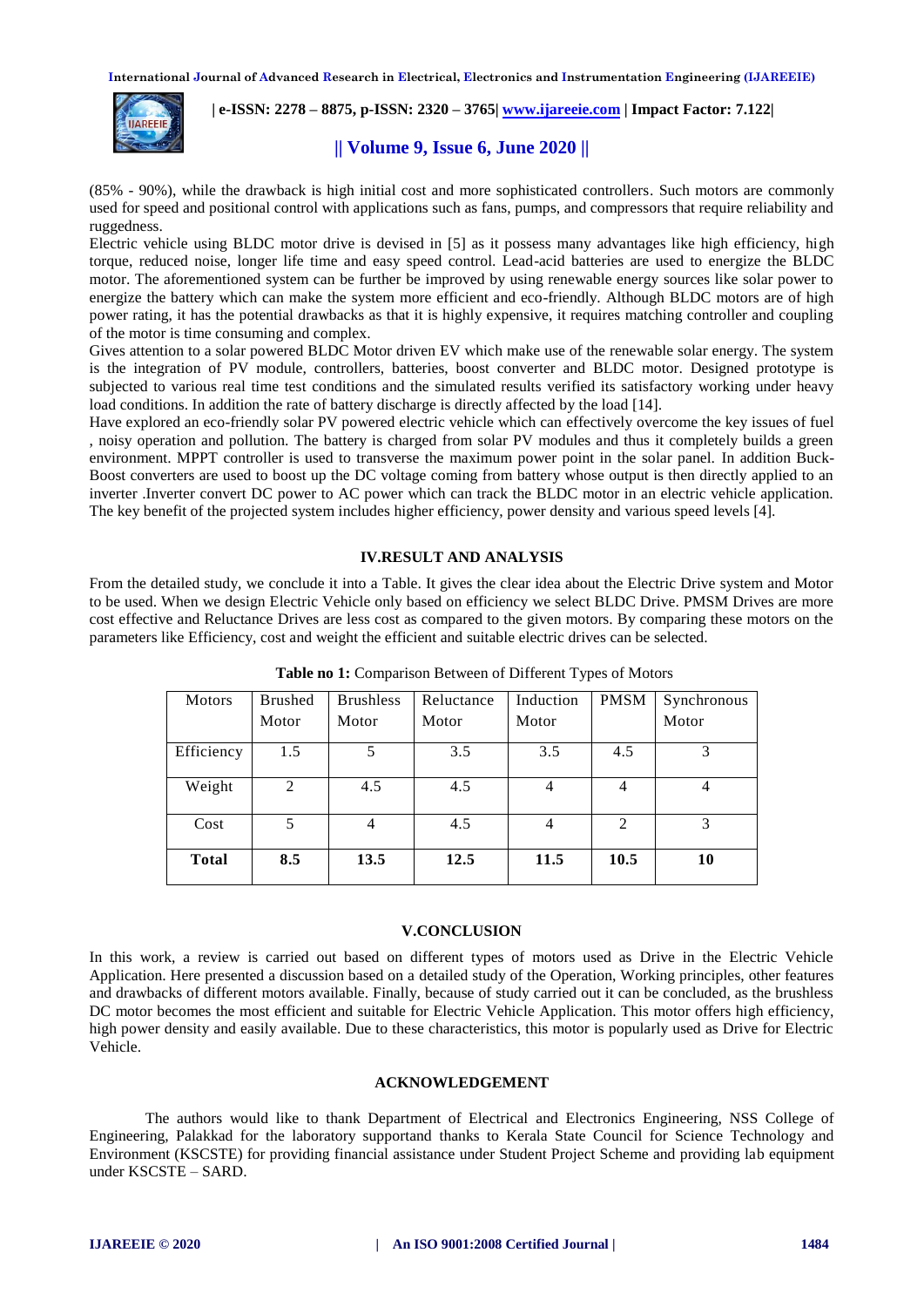(85% - 90%), while the drawback is high initial cost and more sophisticated controllers. Such motors are commonly used for speed and positional control with applications such as fans, pumps, and compressors that require reliability and ruggedness.

Electric vehicle using BLDC motor drive is devised in [5] as it possess many advantages like high efficiency, high torque, reduced noise, longer life time and easy speed control. Lead-acid batteries are used to energize the BLDC motor. The aforementioned system can be further be improved by using renewable energy sources like solar power to energize the battery which can make the system more efficient and eco-friendly. Although BLDC motors are of high power rating, it has the potential drawbacks as that it is highly expensive, it requires matching controller and coupling of the motor is time consuming and complex.

Gives attention to a solar powered BLDC Motor driven EV which make use of the renewable solar energy. The system is the integration of PV module, controllers, batteries, boost converter and BLDC motor. Designed prototype is subjected to various real time test conditions and the simulated results verified its satisfactory working under heavy load conditions. In addition the rate of battery discharge is directly affected by the load [14].

Have explored an eco-friendly solar PV powered electric vehicle which can effectively overcome the key issues of fuel , noisy operation and pollution. The battery is charged from solar PV modules and thus it completely builds a green environment. MPPT controller is used to transverse the maximum power point in the solar panel. In addition Buck-Boost converters are used to boost up the DC voltage coming from battery whose output is then directly applied to an inverter .Inverter convert DC power to AC power which can track the BLDC motor in an electric vehicle application. The key benefit of the projected system includes higher efficiency, power density and various speed levels [4].

## IV.RESULT AND ANALYSIS

From the detailed study, we conclude it into a Table. It gives the clear idea about the Electric Drive system and Motor to be used. When we design Electric Vehicle only based on efficiency we select BLDC Drive. PMSM Drives are more cost effective and Reluctance Drives are less cost as compared to the given motors. By comparing these motors on the parameters like Efficiency, cost and weight the efficient and suitable electric drives can be selected.

**Table no 1:** Comparison Between of Different Types of Motors

| Motors | Brushed Motor | Brushless Motor | Reluctance Motor | Induction Motor | PMSM | Synchronous Motor |
|---|---|---|---|---|---|---|
| Efficiency | 1.5 | 5 | 3.5 | 3.5 | 4.5 | 3 |
| Weight | 2 | 4.5 | 4.5 | 4 | 4 | 4 |
| Cost | 5 | 4 | 4.5 | 4 | 2 | 3 |
| **Total** | **8.5** | **13.5** | **12.5** | **11.5** | **10.5** | **10** |

## V.CONCLUSION

In this work, a review is carried out based on different types of motors used as Drive in the Electric Vehicle Application. Here presented a discussion based on a detailed study of the Operation, Working principles, other features and drawbacks of different motors available. Finally, because of study carried out it can be concluded, as the brushless DC motor becomes the most efficient and suitable for Electric Vehicle Application. This motor offers high efficiency, high power density and easily available. Due to these characteristics, this motor is popularly used as Drive for Electric Vehicle.

## ACKNOWLEDGEMENT

The authors would like to thank Department of Electrical and Electronics Engineering, NSS College of Engineering, Palakkad for the laboratory supportand thanks to Kerala State Council for Science Technology and Environment (KSCSTE) for providing financial assistance under Student Project Scheme and providing lab equipment under KSCSTE – SARD.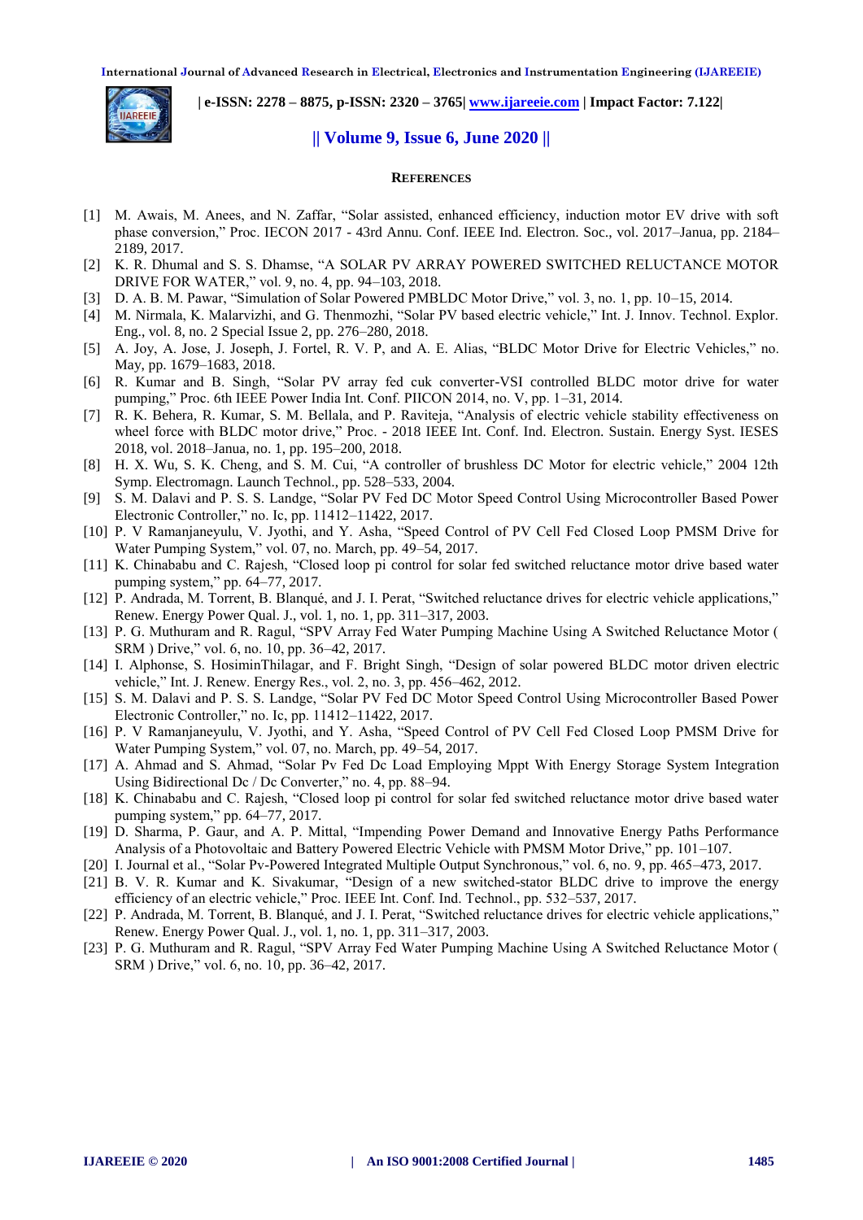## REFERENCES

[1] M. Awais, M. Anees, and N. Zaffar, "Solar assisted, enhanced efficiency, induction motor EV drive with soft phase conversion," Proc. IECON 2017 - 43rd Annu. Conf. IEEE Ind. Electron. Soc., vol. 2017–Janua, pp. 2184–2189, 2017.

[2] K. R. Dhumal and S. S. Dhamse, "A SOLAR PV ARRAY POWERED SWITCHED RELUCTANCE MOTOR DRIVE FOR WATER," vol. 9, no. 4, pp. 94–103, 2018.

[3] D. A. B. M. Pawar, "Simulation of Solar Powered PMBLDC Motor Drive," vol. 3, no. 1, pp. 10–15, 2014.

[4] M. Nirmala, K. Malarvizhi, and G. Thenmozhi, "Solar PV based electric vehicle," Int. J. Innov. Technol. Explor. Eng., vol. 8, no. 2 Special Issue 2, pp. 276–280, 2018.

[5] A. Joy, A. Jose, J. Joseph, J. Fortel, R. V. P, and A. E. Alias, "BLDC Motor Drive for Electric Vehicles," no. May, pp. 1679–1683, 2018.

[6] R. Kumar and B. Singh, "Solar PV array fed cuk converter-VSI controlled BLDC motor drive for water pumping," Proc. 6th IEEE Power India Int. Conf. PIICON 2014, no. V, pp. 1–31, 2014.

[7] R. K. Behera, R. Kumar, S. M. Bellala, and P. Raviteja, "Analysis of electric vehicle stability effectiveness on wheel force with BLDC motor drive," Proc. - 2018 IEEE Int. Conf. Ind. Electron. Sustain. Energy Syst. IESES 2018, vol. 2018–Janua, no. 1, pp. 195–200, 2018.

[8] H. X. Wu, S. K. Cheng, and S. M. Cui, "A controller of brushless DC Motor for electric vehicle," 2004 12th Symp. Electromagn. Launch Technol., pp. 528–533, 2004.

[9] S. M. Dalavi and P. S. S. Landge, "Solar PV Fed DC Motor Speed Control Using Microcontroller Based Power Electronic Controller," no. Ic, pp. 11412–11422, 2017.

[10] P. V Ramanjaneyulu, V. Jyothi, and Y. Asha, "Speed Control of PV Cell Fed Closed Loop PMSM Drive for Water Pumping System," vol. 07, no. March, pp. 49–54, 2017.

[11] K. Chinababu and C. Rajesh, "Closed loop pi control for solar fed switched reluctance motor drive based water pumping system," pp. 64–77, 2017.

[12] P. Andrada, M. Torrent, B. Blanqué, and J. I. Perat, "Switched reluctance drives for electric vehicle applications," Renew. Energy Power Qual. J., vol. 1, no. 1, pp. 311–317, 2003.

[13] P. G. Muthuram and R. Ragul, "SPV Array Fed Water Pumping Machine Using A Switched Reluctance Motor ( SRM ) Drive," vol. 6, no. 10, pp. 36–42, 2017.

[14] I. Alphonse, S. HosiminThilagar, and F. Bright Singh, "Design of solar powered BLDC motor driven electric vehicle," Int. J. Renew. Energy Res., vol. 2, no. 3, pp. 456–462, 2012.

[15] S. M. Dalavi and P. S. S. Landge, "Solar PV Fed DC Motor Speed Control Using Microcontroller Based Power Electronic Controller," no. Ic, pp. 11412–11422, 2017.

[16] P. V Ramanjaneyulu, V. Jyothi, and Y. Asha, "Speed Control of PV Cell Fed Closed Loop PMSM Drive for Water Pumping System," vol. 07, no. March, pp. 49–54, 2017.

[17] A. Ahmad and S. Ahmad, "Solar Pv Fed Dc Load Employing Mppt With Energy Storage System Integration Using Bidirectional Dc / Dc Converter," no. 4, pp. 88–94.

[18] K. Chinababu and C. Rajesh, "Closed loop pi control for solar fed switched reluctance motor drive based water pumping system," pp. 64–77, 2017.

[19] D. Sharma, P. Gaur, and A. P. Mittal, "Impending Power Demand and Innovative Energy Paths Performance Analysis of a Photovoltaic and Battery Powered Electric Vehicle with PMSM Motor Drive," pp. 101–107.

[20] I. Journal et al., "Solar Pv-Powered Integrated Multiple Output Synchronous," vol. 6, no. 9, pp. 465–473, 2017.

[21] B. V. R. Kumar and K. Sivakumar, "Design of a new switched-stator BLDC drive to improve the energy efficiency of an electric vehicle," Proc. IEEE Int. Conf. Ind. Technol., pp. 532–537, 2017.

[22] P. Andrada, M. Torrent, B. Blanqué, and J. I. Perat, "Switched reluctance drives for electric vehicle applications," Renew. Energy Power Qual. J., vol. 1, no. 1, pp. 311–317, 2003.

[23] P. G. Muthuram and R. Ragul, "SPV Array Fed Water Pumping Machine Using A Switched Reluctance Motor ( SRM ) Drive," vol. 6, no. 10, pp. 36–42, 2017.